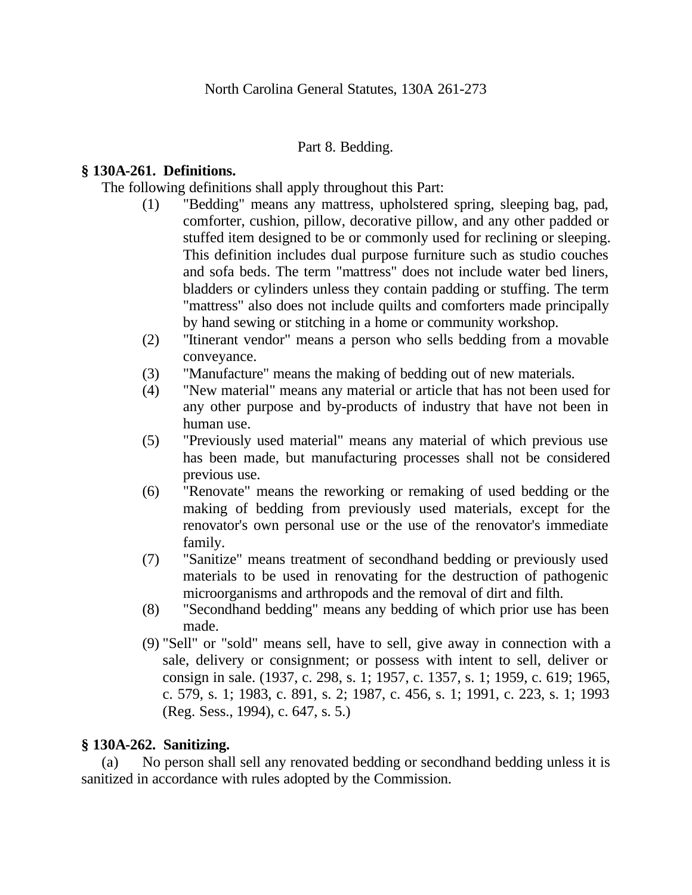North Carolina General Statutes, 130A 261-273

Part 8. Bedding.

**§ 130A-261. Definitions.**

The following definitions shall apply throughout this Part:

(1) "Bedding" means any mattress, upholstered spring, sleeping bag, pad, comforter, cushion, pillow, decorative pillow, and any other padded or stuffed item designed to be or commonly used for reclining or sleeping. This definition includes dual purpose furniture such as studio couches and sofa beds. The term "mattress" does not include water bed liners, bladders or cylinders unless they contain padding or stuffing. The term "mattress" also does not include quilts and comforters made principally by hand sewing or stitching in a home or community workshop.

(2) "Itinerant vendor" means a person who sells bedding from a movable conveyance.

(3) "Manufacture" means the making of bedding out of new materials.

(4) "New material" means any material or article that has not been used for any other purpose and by-products of industry that have not been in human use.

(5) "Previously used material" means any material of which previous use has been made, but manufacturing processes shall not be considered previous use.

(6) "Renovate" means the reworking or remaking of used bedding or the making of bedding from previously used materials, except for the renovator's own personal use or the use of the renovator's immediate family.

(7) "Sanitize" means treatment of secondhand bedding or previously used materials to be used in renovating for the destruction of pathogenic microorganisms and arthropods and the removal of dirt and filth.

(8) "Secondhand bedding" means any bedding of which prior use has been made.

(9) "Sell" or "sold" means sell, have to sell, give away in connection with a sale, delivery or consignment; or possess with intent to sell, deliver or consign in sale. (1937, c. 298, s. 1; 1957, c. 1357, s. 1; 1959, c. 619; 1965, c. 579, s. 1; 1983, c. 891, s. 2; 1987, c. 456, s. 1; 1991, c. 223, s. 1; 1993 (Reg. Sess., 1994), c. 647, s. 5.)

**§ 130A-262. Sanitizing.**

(a) No person shall sell any renovated bedding or secondhand bedding unless it is sanitized in accordance with rules adopted by the Commission.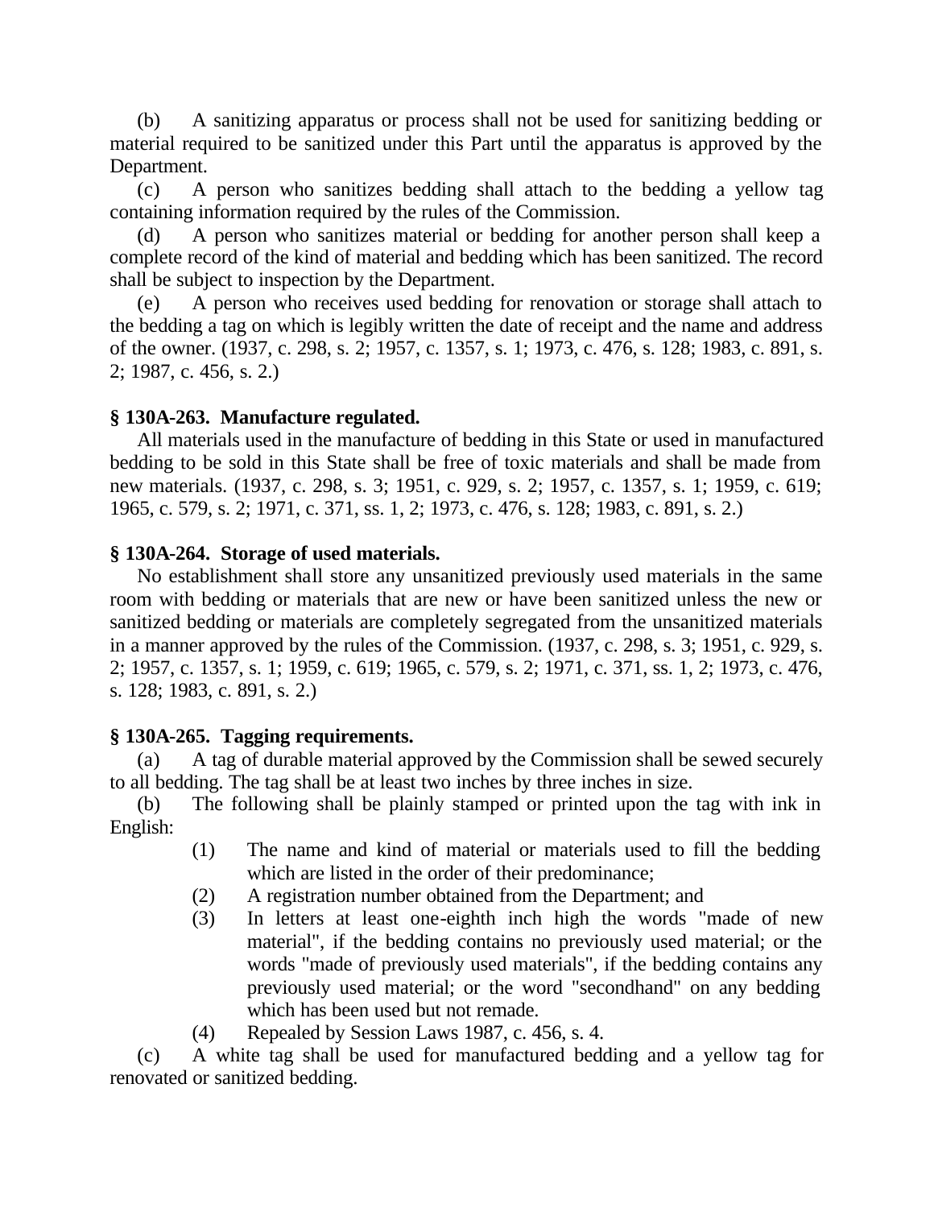(b) A sanitizing apparatus or process shall not be used for sanitizing bedding or material required to be sanitized under this Part until the apparatus is approved by the Department.

(c) A person who sanitizes bedding shall attach to the bedding a yellow tag containing information required by the rules of the Commission.

(d) A person who sanitizes material or bedding for another person shall keep a complete record of the kind of material and bedding which has been sanitized. The record shall be subject to inspection by the Department.

(e) A person who receives used bedding for renovation or storage shall attach to the bedding a tag on which is legibly written the date of receipt and the name and address of the owner. (1937, c. 298, s. 2; 1957, c. 1357, s. 1; 1973, c. 476, s. 128; 1983, c. 891, s. 2; 1987, c. 456, s. 2.)

### § 130A-263. Manufacture regulated.

All materials used in the manufacture of bedding in this State or used in manufactured bedding to be sold in this State shall be free of toxic materials and shall be made from new materials. (1937, c. 298, s. 3; 1951, c. 929, s. 2; 1957, c. 1357, s. 1; 1959, c. 619; 1965, c. 579, s. 2; 1971, c. 371, ss. 1, 2; 1973, c. 476, s. 128; 1983, c. 891, s. 2.)

### § 130A-264. Storage of used materials.

No establishment shall store any unsanitized previously used materials in the same room with bedding or materials that are new or have been sanitized unless the new or sanitized bedding or materials are completely segregated from the unsanitized materials in a manner approved by the rules of the Commission. (1937, c. 298, s. 3; 1951, c. 929, s. 2; 1957, c. 1357, s. 1; 1959, c. 619; 1965, c. 579, s. 2; 1971, c. 371, ss. 1, 2; 1973, c. 476, s. 128; 1983, c. 891, s. 2.)

### § 130A-265. Tagging requirements.

(a) A tag of durable material approved by the Commission shall be sewed securely to all bedding. The tag shall be at least two inches by three inches in size.

(b) The following shall be plainly stamped or printed upon the tag with ink in English:

(1) The name and kind of material or materials used to fill the bedding which are listed in the order of their predominance;

(2) A registration number obtained from the Department; and

(3) In letters at least one-eighth inch high the words "made of new material", if the bedding contains no previously used material; or the words "made of previously used materials", if the bedding contains any previously used material; or the word "secondhand" on any bedding which has been used but not remade.

(4) Repealed by Session Laws 1987, c. 456, s. 4.

(c) A white tag shall be used for manufactured bedding and a yellow tag for renovated or sanitized bedding.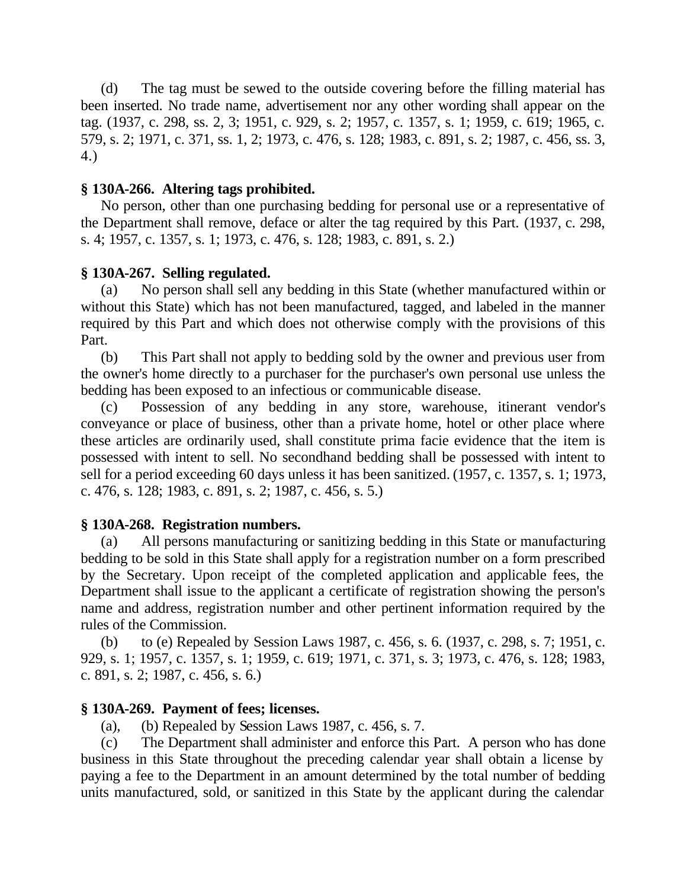(d) The tag must be sewed to the outside covering before the filling material has been inserted. No trade name, advertisement nor any other wording shall appear on the tag. (1937, c. 298, ss. 2, 3; 1951, c. 929, s. 2; 1957, c. 1357, s. 1; 1959, c. 619; 1965, c. 579, s. 2; 1971, c. 371, ss. 1, 2; 1973, c. 476, s. 128; 1983, c. 891, s. 2; 1987, c. 456, ss. 3, 4.)

**§ 130A-266. Altering tags prohibited.**

No person, other than one purchasing bedding for personal use or a representative of the Department shall remove, deface or alter the tag required by this Part. (1937, c. 298, s. 4; 1957, c. 1357, s. 1; 1973, c. 476, s. 128; 1983, c. 891, s. 2.)

**§ 130A-267. Selling regulated.**

(a) No person shall sell any bedding in this State (whether manufactured within or without this State) which has not been manufactured, tagged, and labeled in the manner required by this Part and which does not otherwise comply with the provisions of this Part.

(b) This Part shall not apply to bedding sold by the owner and previous user from the owner's home directly to a purchaser for the purchaser's own personal use unless the bedding has been exposed to an infectious or communicable disease.

(c) Possession of any bedding in any store, warehouse, itinerant vendor's conveyance or place of business, other than a private home, hotel or other place where these articles are ordinarily used, shall constitute prima facie evidence that the item is possessed with intent to sell. No secondhand bedding shall be possessed with intent to sell for a period exceeding 60 days unless it has been sanitized. (1957, c. 1357, s. 1; 1973, c. 476, s. 128; 1983, c. 891, s. 2; 1987, c. 456, s. 5.)

**§ 130A-268. Registration numbers.**

(a) All persons manufacturing or sanitizing bedding in this State or manufacturing bedding to be sold in this State shall apply for a registration number on a form prescribed by the Secretary. Upon receipt of the completed application and applicable fees, the Department shall issue to the applicant a certificate of registration showing the person's name and address, registration number and other pertinent information required by the rules of the Commission.

(b) to (e) Repealed by Session Laws 1987, c. 456, s. 6. (1937, c. 298, s. 7; 1951, c. 929, s. 1; 1957, c. 1357, s. 1; 1959, c. 619; 1971, c. 371, s. 3; 1973, c. 476, s. 128; 1983, c. 891, s. 2; 1987, c. 456, s. 6.)

**§ 130A-269. Payment of fees; licenses.**

(a), (b) Repealed by Session Laws 1987, c. 456, s. 7.

(c) The Department shall administer and enforce this Part. A person who has done business in this State throughout the preceding calendar year shall obtain a license by paying a fee to the Department in an amount determined by the total number of bedding units manufactured, sold, or sanitized in this State by the applicant during the calendar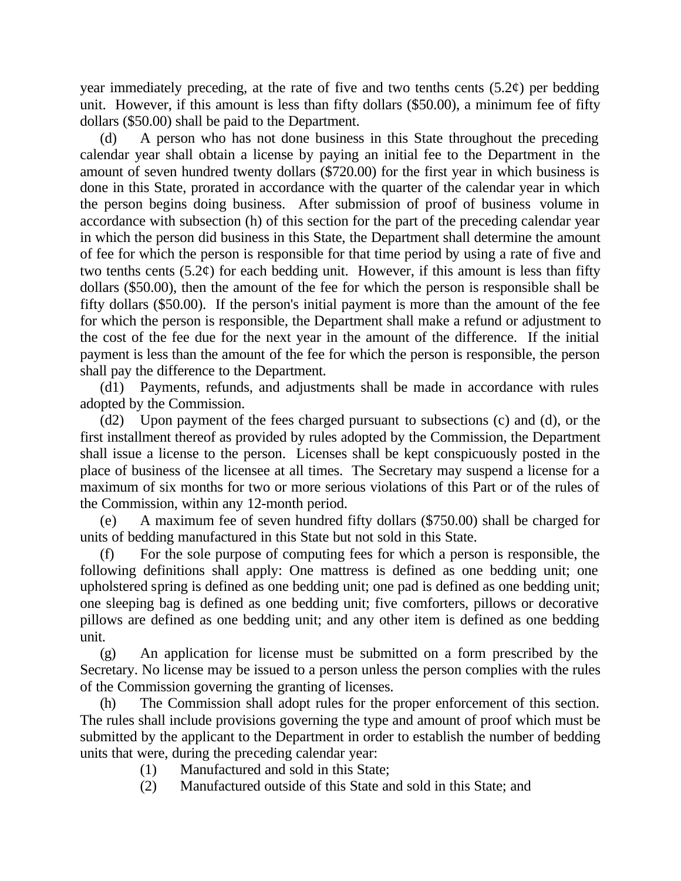year immediately preceding, at the rate of five and two tenths cents (5.2¢) per bedding unit. However, if this amount is less than fifty dollars ($50.00), a minimum fee of fifty dollars ($50.00) shall be paid to the Department.

(d) A person who has not done business in this State throughout the preceding calendar year shall obtain a license by paying an initial fee to the Department in the amount of seven hundred twenty dollars ($720.00) for the first year in which business is done in this State, prorated in accordance with the quarter of the calendar year in which the person begins doing business. After submission of proof of business volume in accordance with subsection (h) of this section for the part of the preceding calendar year in which the person did business in this State, the Department shall determine the amount of fee for which the person is responsible for that time period by using a rate of five and two tenths cents (5.2¢) for each bedding unit. However, if this amount is less than fifty dollars ($50.00), then the amount of the fee for which the person is responsible shall be fifty dollars ($50.00). If the person's initial payment is more than the amount of the fee for which the person is responsible, the Department shall make a refund or adjustment to the cost of the fee due for the next year in the amount of the difference. If the initial payment is less than the amount of the fee for which the person is responsible, the person shall pay the difference to the Department.

(d1) Payments, refunds, and adjustments shall be made in accordance with rules adopted by the Commission.

(d2) Upon payment of the fees charged pursuant to subsections (c) and (d), or the first installment thereof as provided by rules adopted by the Commission, the Department shall issue a license to the person. Licenses shall be kept conspicuously posted in the place of business of the licensee at all times. The Secretary may suspend a license for a maximum of six months for two or more serious violations of this Part or of the rules of the Commission, within any 12-month period.

(e) A maximum fee of seven hundred fifty dollars ($750.00) shall be charged for units of bedding manufactured in this State but not sold in this State.

(f) For the sole purpose of computing fees for which a person is responsible, the following definitions shall apply: One mattress is defined as one bedding unit; one upholstered spring is defined as one bedding unit; one pad is defined as one bedding unit; one sleeping bag is defined as one bedding unit; five comforters, pillows or decorative pillows are defined as one bedding unit; and any other item is defined as one bedding unit.

(g) An application for license must be submitted on a form prescribed by the Secretary. No license may be issued to a person unless the person complies with the rules of the Commission governing the granting of licenses.

(h) The Commission shall adopt rules for the proper enforcement of this section. The rules shall include provisions governing the type and amount of proof which must be submitted by the applicant to the Department in order to establish the number of bedding units that were, during the preceding calendar year:

(1) Manufactured and sold in this State;

(2) Manufactured outside of this State and sold in this State; and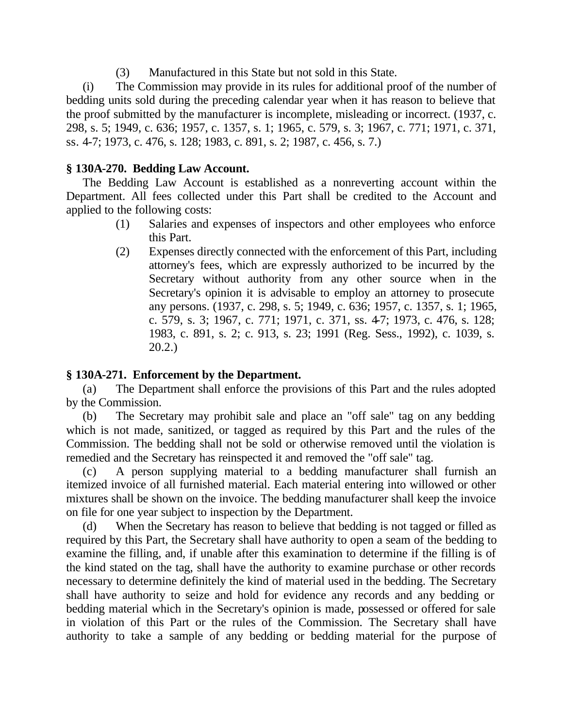(3) Manufactured in this State but not sold in this State.

(i) The Commission may provide in its rules for additional proof of the number of bedding units sold during the preceding calendar year when it has reason to believe that the proof submitted by the manufacturer is incomplete, misleading or incorrect. (1937, c. 298, s. 5; 1949, c. 636; 1957, c. 1357, s. 1; 1965, c. 579, s. 3; 1967, c. 771; 1971, c. 371, ss. 4-7; 1973, c. 476, s. 128; 1983, c. 891, s. 2; 1987, c. 456, s. 7.)

**§ 130A-270. Bedding Law Account.**

The Bedding Law Account is established as a nonreverting account within the Department. All fees collected under this Part shall be credited to the Account and applied to the following costs:

(1) Salaries and expenses of inspectors and other employees who enforce this Part.

(2) Expenses directly connected with the enforcement of this Part, including attorney's fees, which are expressly authorized to be incurred by the Secretary without authority from any other source when in the Secretary's opinion it is advisable to employ an attorney to prosecute any persons. (1937, c. 298, s. 5; 1949, c. 636; 1957, c. 1357, s. 1; 1965, c. 579, s. 3; 1967, c. 771; 1971, c. 371, ss. 4-7; 1973, c. 476, s. 128; 1983, c. 891, s. 2; c. 913, s. 23; 1991 (Reg. Sess., 1992), c. 1039, s. 20.2.)

**§ 130A-271. Enforcement by the Department.**

(a) The Department shall enforce the provisions of this Part and the rules adopted by the Commission.

(b) The Secretary may prohibit sale and place an "off sale" tag on any bedding which is not made, sanitized, or tagged as required by this Part and the rules of the Commission. The bedding shall not be sold or otherwise removed until the violation is remedied and the Secretary has reinspected it and removed the "off sale" tag.

(c) A person supplying material to a bedding manufacturer shall furnish an itemized invoice of all furnished material. Each material entering into willowed or other mixtures shall be shown on the invoice. The bedding manufacturer shall keep the invoice on file for one year subject to inspection by the Department.

(d) When the Secretary has reason to believe that bedding is not tagged or filled as required by this Part, the Secretary shall have authority to open a seam of the bedding to examine the filling, and, if unable after this examination to determine if the filling is of the kind stated on the tag, shall have the authority to examine purchase or other records necessary to determine definitely the kind of material used in the bedding. The Secretary shall have authority to seize and hold for evidence any records and any bedding or bedding material which in the Secretary's opinion is made, possessed or offered for sale in violation of this Part or the rules of the Commission. The Secretary shall have authority to take a sample of any bedding or bedding material for the purpose of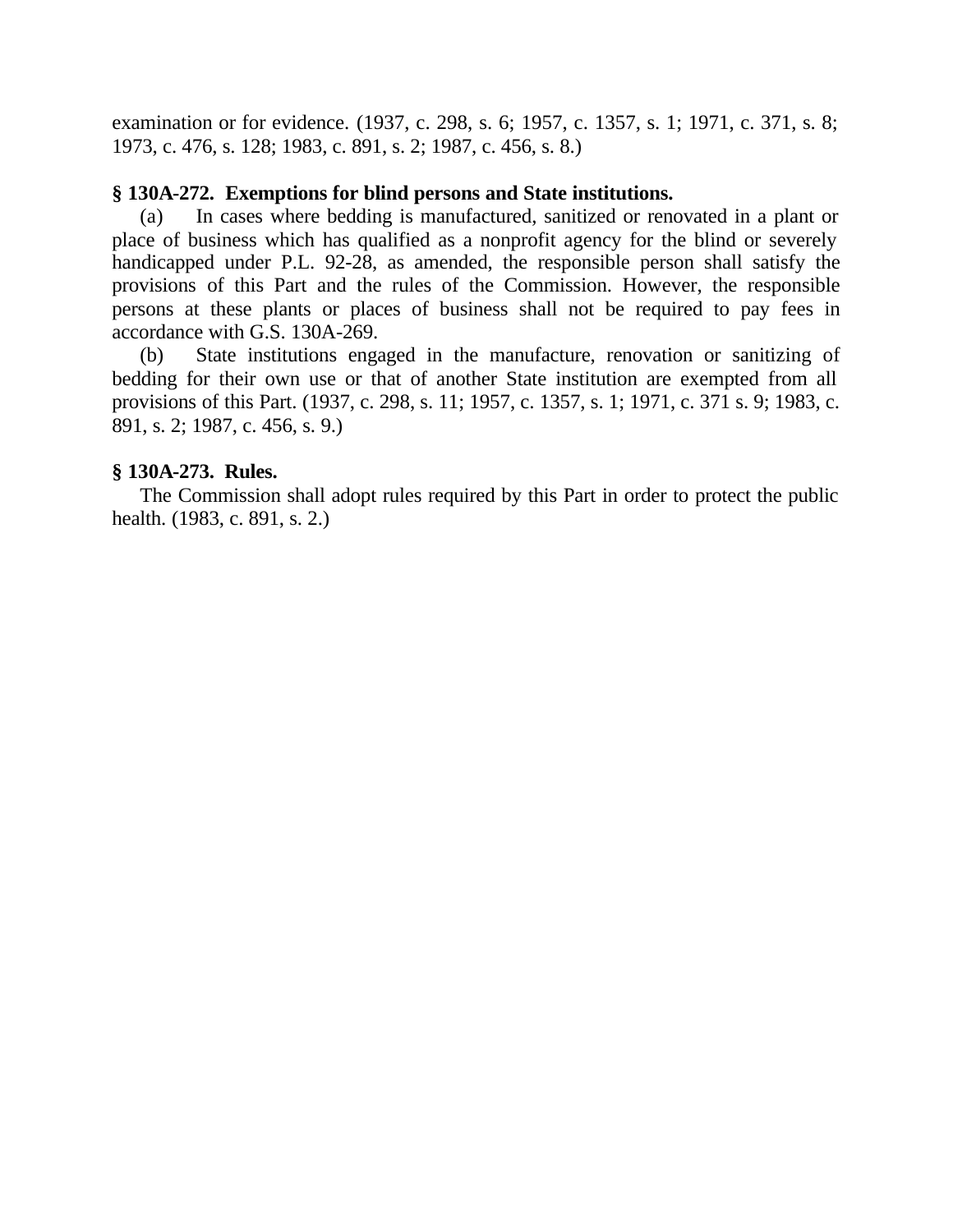examination or for evidence. (1937, c. 298, s. 6; 1957, c. 1357, s. 1; 1971, c. 371, s. 8; 1973, c. 476, s. 128; 1983, c. 891, s. 2; 1987, c. 456, s. 8.)

**§ 130A-272. Exemptions for blind persons and State institutions.**

(a) In cases where bedding is manufactured, sanitized or renovated in a plant or place of business which has qualified as a nonprofit agency for the blind or severely handicapped under P.L. 92-28, as amended, the responsible person shall satisfy the provisions of this Part and the rules of the Commission. However, the responsible persons at these plants or places of business shall not be required to pay fees in accordance with G.S. 130A-269.

(b) State institutions engaged in the manufacture, renovation or sanitizing of bedding for their own use or that of another State institution are exempted from all provisions of this Part. (1937, c. 298, s. 11; 1957, c. 1357, s. 1; 1971, c. 371 s. 9; 1983, c. 891, s. 2; 1987, c. 456, s. 9.)

**§ 130A-273. Rules.**

The Commission shall adopt rules required by this Part in order to protect the public health. (1983, c. 891, s. 2.)